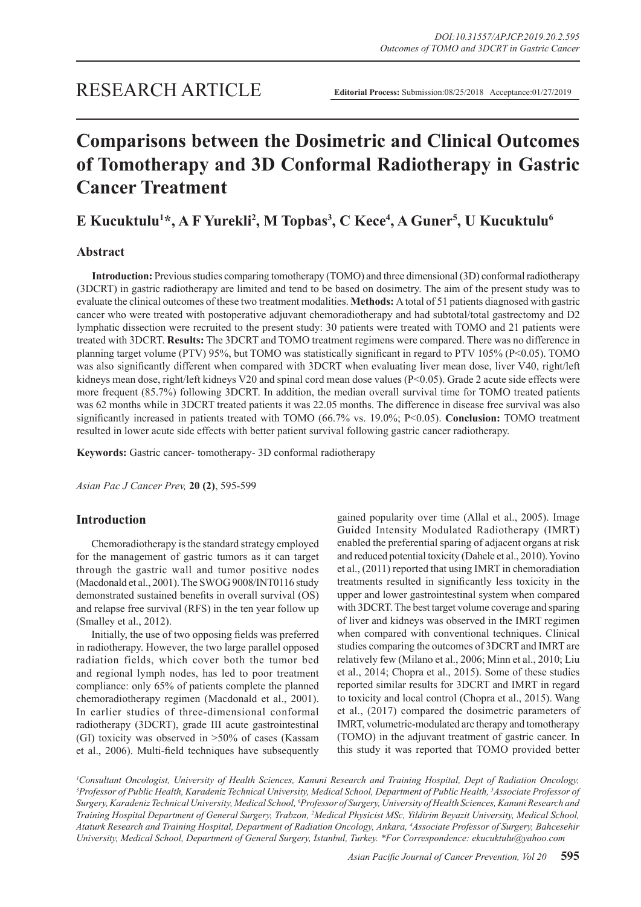RESEARCH ARTICLE

**Editorial Process:** Submission:08/25/2018 Acceptance:01/27/2019

# Comparisons between the Dosimetric and Clinical Outcomes of Tomotherapy and 3D Conformal Radiotherapy in Gastric Cancer Treatment

## E Kucuktulu[1]*, A F Yurekli[2], M Topbas[3], C Kece[4], A Guner[5], U Kucuktulu[6]

### Abstract

**Introduction:** Previous studies comparing tomotherapy (TOMO) and three dimensional (3D) conformal radiotherapy (3DCRT) in gastric radiotherapy are limited and tend to be based on dosimetry. The aim of the present study was to evaluate the clinical outcomes of these two treatment modalities. **Methods:** A total of 51 patients diagnosed with gastric cancer who were treated with postoperative adjuvant chemoradiotherapy and had subtotal/total gastrectomy and D2 lymphatic dissection were recruited to the present study: 30 patients were treated with TOMO and 21 patients were treated with 3DCRT. **Results:** The 3DCRT and TOMO treatment regimens were compared. There was no difference in planning target volume (PTV) 95%, but TOMO was statistically significant in regard to PTV 105% ($P<0.05$). TOMO was also significantly different when compared with 3DCRT when evaluating liver mean dose, liver V40, right/left kidneys mean dose, right/left kidneys V20 and spinal cord mean dose values ($P<0.05$). Grade 2 acute side effects were more frequent (85.7%) following 3DCRT. In addition, the median overall survival time for TOMO treated patients was 62 months while in 3DCRT treated patients it was 22.05 months. The difference in disease free survival was also significantly increased in patients treated with TOMO (66.7% vs. 19.0%; $P<0.05$). **Conclusion:** TOMO treatment resulted in lower acute side effects with better patient survival following gastric cancer radiotherapy.

**Keywords:** Gastric cancer- tomotherapy- 3D conformal radiotherapy

*Asian Pac J Cancer Prev,* **20 (2)**, 595-599

### Introduction

Chemoradiotherapy is the standard strategy employed for the management of gastric tumors as it can target through the gastric wall and tumor positive nodes (Macdonald et al., 2001). The SWOG 9008/INT0116 study demonstrated sustained benefits in overall survival (OS) and relapse free survival (RFS) in the ten year follow up (Smalley et al., 2012).

Initially, the use of two opposing fields was preferred in radiotherapy. However, the two large parallel opposed radiation fields, which cover both the tumor bed and regional lymph nodes, has led to poor treatment compliance: only 65% of patients complete the planned chemoradiotherapy regimen (Macdonald et al., 2001). In earlier studies of three-dimensional conformal radiotherapy (3DCRT), grade III acute gastrointestinal (GI) toxicity was observed in >50% of cases (Kassam et al., 2006). Multi-field techniques have subsequently gained popularity over time (Allal et al., 2005). Image Guided Intensity Modulated Radiotherapy (IMRT) enabled the preferential sparing of adjacent organs at risk and reduced potential toxicity (Dahele et al., 2010). Yovino et al., (2011) reported that using IMRT in chemoradiation treatments resulted in significantly less toxicity in the upper and lower gastrointestinal system when compared with 3DCRT. The best target volume coverage and sparing of liver and kidneys was observed in the IMRT regimen when compared with conventional techniques. Clinical studies comparing the outcomes of 3DCRT and IMRT are relatively few (Milano et al., 2006; Minn et al., 2010; Liu et al., 2014; Chopra et al., 2015). Some of these studies reported similar results for 3DCRT and IMRT in regard to toxicity and local control (Chopra et al., 2015). Wang et al., (2017) compared the dosimetric parameters of IMRT, volumetric-modulated arc therapy and tomotherapy (TOMO) in the adjuvant treatment of gastric cancer. In this study it was reported that TOMO provided better

*[1]Consultant Oncologist, University of Health Sciences, Kanuni Research and Training Hospital, Dept of Radiation Oncology, [3]Professor of Public Health, Karadeniz Technical University, Medical School, Department of Public Health, [5]Associate Professor of Surgery, Karadeniz Technical University, Medical School, [6]Professor of Surgery, University of Health Sciences, Kanuni Research and Training Hospital Department of General Surgery, Trabzon, [2]Medical Physicist MSc, Yildirim Beyazit University, Medical School, Ataturk Research and Training Hospital, Department of Radiation Oncology, Ankara, [4]Associate Professor of Surgery, Bahcesehir University, Medical School, Department of General Surgery, Istanbul, Turkey. *For Correspondence: ekucuktulu@yahoo.com*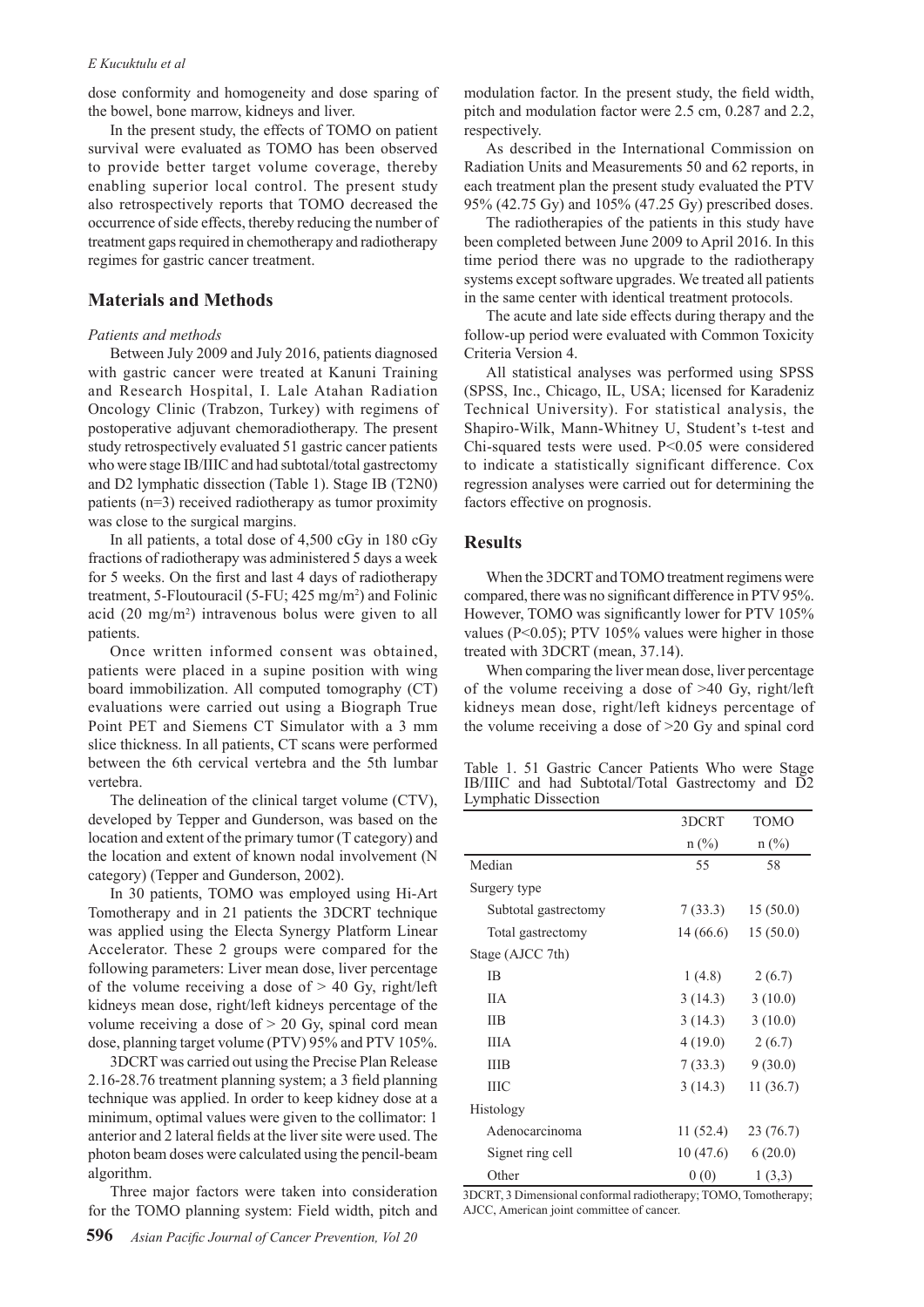dose conformity and homogeneity and dose sparing of the bowel, bone marrow, kidneys and liver.

In the present study, the effects of TOMO on patient survival were evaluated as TOMO has been observed to provide better target volume coverage, thereby enabling superior local control. The present study also retrospectively reports that TOMO decreased the occurrence of side effects, thereby reducing the number of treatment gaps required in chemotherapy and radiotherapy regimes for gastric cancer treatment.

## Materials and Methods

*Patients and methods*

Between July 2009 and July 2016, patients diagnosed with gastric cancer were treated at Kanuni Training and Research Hospital, I. Lale Atahan Radiation Oncology Clinic (Trabzon, Turkey) with regimens of postoperative adjuvant chemoradiotherapy. The present study retrospectively evaluated 51 gastric cancer patients who were stage IB/IIIC and had subtotal/total gastrectomy and D2 lymphatic dissection (Table 1). Stage IB (T2N0) patients (n=3) received radiotherapy as tumor proximity was close to the surgical margins.

In all patients, a total dose of 4,500 cGy in 180 cGy fractions of radiotherapy was administered 5 days a week for 5 weeks. On the first and last 4 days of radiotherapy treatment, 5-Floutouracil (5-FU; 425 mg/m$^2$) and Folinic acid (20 mg/m$^2$) intravenous bolus were given to all patients.

Once written informed consent was obtained, patients were placed in a supine position with wing board immobilization. All computed tomography (CT) evaluations were carried out using a Biograph True Point PET and Siemens CT Simulator with a 3 mm slice thickness. In all patients, CT scans were performed between the 6th cervical vertebra and the 5th lumbar vertebra.

The delineation of the clinical target volume (CTV), developed by Tepper and Gunderson, was based on the location and extent of the primary tumor (T category) and the location and extent of known nodal involvement (N category) (Tepper and Gunderson, 2002).

In 30 patients, TOMO was employed using Hi-Art Tomotherapy and in 21 patients the 3DCRT technique was applied using the Electa Synergy Platform Linear Accelerator. These 2 groups were compared for the following parameters: Liver mean dose, liver percentage of the volume receiving a dose of > 40 Gy, right/left kidneys mean dose, right/left kidneys percentage of the volume receiving a dose of > 20 Gy, spinal cord mean dose, planning target volume (PTV) 95% and PTV 105%.

3DCRT was carried out using the Precise Plan Release 2.16-28.76 treatment planning system; a 3 field planning technique was applied. In order to keep kidney dose at a minimum, optimal values were given to the collimator: 1 anterior and 2 lateral fields at the liver site were used. The photon beam doses were calculated using the pencil-beam algorithm.

Three major factors were taken into consideration for the TOMO planning system: Field width, pitch and modulation factor. In the present study, the field width, pitch and modulation factor were 2.5 cm, 0.287 and 2.2, respectively.

As described in the International Commission on Radiation Units and Measurements 50 and 62 reports, in each treatment plan the present study evaluated the PTV 95% (42.75 Gy) and 105% (47.25 Gy) prescribed doses.

The radiotherapies of the patients in this study have been completed between June 2009 to April 2016. In this time period there was no upgrade to the radiotherapy systems except software upgrades. We treated all patients in the same center with identical treatment protocols.

The acute and late side effects during therapy and the follow-up period were evaluated with Common Toxicity Criteria Version 4.

All statistical analyses was performed using SPSS (SPSS, Inc., Chicago, IL, USA; licensed for Karadeniz Technical University). For statistical analysis, the Shapiro-Wilk, Mann-Whitney U, Student's t-test and Chi-squared tests were used. $P<0.05$ were considered to indicate a statistically significant difference. Cox regression analyses were carried out for determining the factors effective on prognosis.

## Results

When the 3DCRT and TOMO treatment regimens were compared, there was no significant difference in PTV 95%. However, TOMO was significantly lower for PTV 105% values ($P<0.05$); PTV 105% values were higher in those treated with 3DCRT (mean, 37.14).

When comparing the liver mean dose, liver percentage of the volume receiving a dose of >40 Gy, right/left kidneys mean dose, right/left kidneys percentage of the volume receiving a dose of >20 Gy and spinal cord

Table 1. 51 Gastric Cancer Patients Who were Stage IB/IIIC and had Subtotal/Total Gastrectomy and D2 Lymphatic Dissection

| | 3DCRT | TOMO |
|---|---|---|
| | n (%) | n (%) |
| Median | 55 | 58 |
| Surgery type | | |
| Subtotal gastrectomy | 7 (33.3) | 15 (50.0) |
| Total gastrectomy | 14 (66.6) | 15 (50.0) |
| Stage (AJCC 7th) | | |
| IB | 1 (4.8) | 2 (6.7) |
| IIA | 3 (14.3) | 3 (10.0) |
| IIB | 3 (14.3) | 3 (10.0) |
| IIIA | 4 (19.0) | 2 (6.7) |
| IIIB | 7 (33.3) | 9 (30.0) |
| IIIC | 3 (14.3) | 11 (36.7) |
| Histology | | |
| Adenocarcinoma | 11 (52.4) | 23 (76.7) |
| Signet ring cell | 10 (47.6) | 6 (20.0) |
| Other | 0 (0) | 1 (3,3) |

3DCRT, 3 Dimensional conformal radiotherapy; TOMO, Tomotherapy; AJCC, American joint committee of cancer.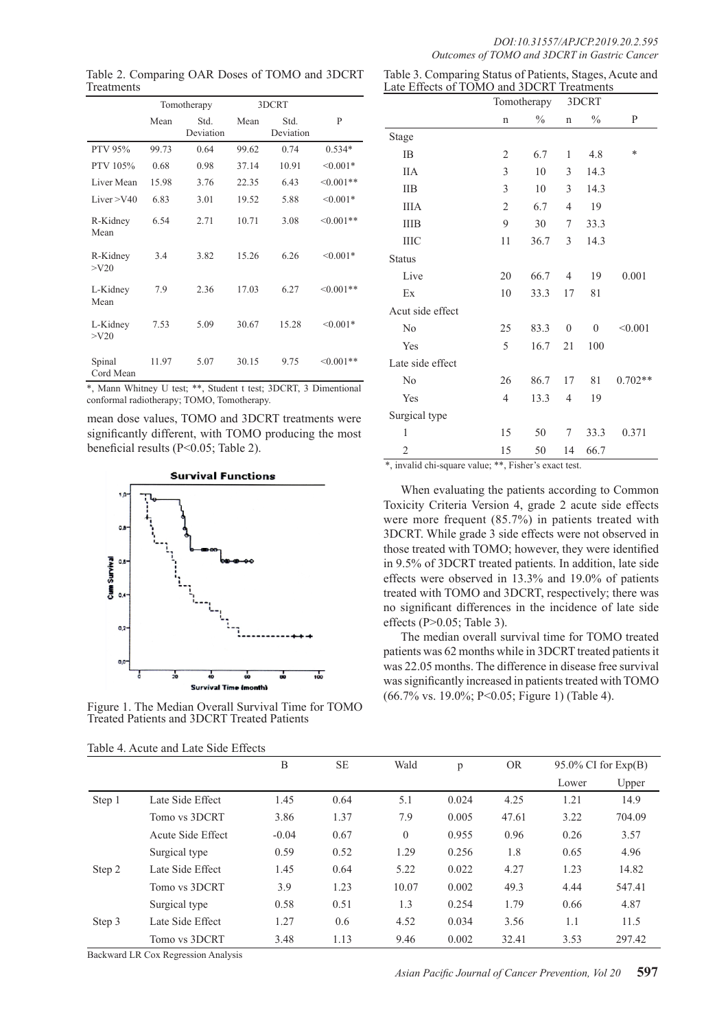Table 2. Comparing OAR Doses of TOMO and 3DCRT Treatments

| | Tomotherapy | | 3DCRT | | |
|---|---|---|---|---|---|
| | Mean | Std. Deviation | Mean | Std. Deviation | P |
| PTV 95% | 99.73 | 0.64 | 99.62 | 0.74 | 0.534* |
| PTV 105% | 0.68 | 0.98 | 37.14 | 10.91 | <0.001* |
| Liver Mean | 15.98 | 3.76 | 22.35 | 6.43 | <0.001** |
| Liver >V40 | 6.83 | 3.01 | 19.52 | 5.88 | <0.001* |
| R-Kidney Mean | 6.54 | 2.71 | 10.71 | 3.08 | <0.001** |
| R-Kidney >V20 | 3.4 | 3.82 | 15.26 | 6.26 | <0.001* |
| L-Kidney Mean | 7.9 | 2.36 | 17.03 | 6.27 | <0.001** |
| L-Kidney >V20 | 7.53 | 5.09 | 30.67 | 15.28 | <0.001* |
| Spinal Cord Mean | 11.97 | 5.07 | 30.15 | 9.75 | <0.001** |

*, Mann Whitney U test; **, Student t test; 3DCRT, 3 Dimentional conformal radiotherapy; TOMO, Tomotherapy.

mean dose values, TOMO and 3DCRT treatments were significantly different, with TOMO producing the most beneficial results (P<0.05; Table 2).

Figure 1. The Median Overall Survival Time for TOMO Treated Patients and 3DCRT Treated Patients

Table 3. Comparing Status of Patients, Stages, Acute and Late Effects of TOMO and 3DCRT Treatments

| | Tomotherapy | | 3DCRT | | |
|---|---|---|---|---|---|
| | n | % | n | % | P |
| Stage | | | | | |
| IB | 2 | 6.7 | 1 | 4.8 | * |
| IIA | 3 | 10 | 3 | 14.3 | |
| IIB | 3 | 10 | 3 | 14.3 | |
| IIIA | 2 | 6.7 | 4 | 19 | |
| IIIB | 9 | 30 | 7 | 33.3 | |
| IIIC | 11 | 36.7 | 3 | 14.3 | |
| Status | | | | | |
| Live | 20 | 66.7 | 4 | 19 | 0.001 |
| Ex | 10 | 33.3 | 17 | 81 | |
| Acut side effect | | | | | |
| No | 25 | 83.3 | 0 | 0 | <0.001 |
| Yes | 5 | 16.7 | 21 | 100 | |
| Late side effect | | | | | |
| No | 26 | 86.7 | 17 | 81 | 0.702** |
| Yes | 4 | 13.3 | 4 | 19 | |
| Surgical type | | | | | |
| 1 | 15 | 50 | 7 | 33.3 | 0.371 |
| 2 | 15 | 50 | 14 | 66.7 | |

*, invalid chi-square value; **, Fisher's exact test.

When evaluating the patients according to Common Toxicity Criteria Version 4, grade 2 acute side effects were more frequent (85.7%) in patients treated with 3DCRT. While grade 3 side effects were not observed in those treated with TOMO; however, they were identified in 9.5% of 3DCRT treated patients. In addition, late side effects were observed in 13.3% and 19.0% of patients treated with TOMO and 3DCRT, respectively; there was no significant differences in the incidence of late side effects (P>0.05; Table 3).

The median overall survival time for TOMO treated patients was 62 months while in 3DCRT treated patients it was 22.05 months. The difference in disease free survival was significantly increased in patients treated with TOMO (66.7% vs. 19.0%; P<0.05; Figure 1) (Table 4).

Table 4. Acute and Late Side Effects

| | | B | SE | Wald | p | OR | 95.0% CI for Exp(B) | |
|---|---|---|---|---|---|---|---|---|
| | | | | | | | Lower | Upper |
| Step 1 | Late Side Effect | 1.45 | 0.64 | 5.1 | 0.024 | 4.25 | 1.21 | 14.9 |
| | Tomo vs 3DCRT | 3.86 | 1.37 | 7.9 | 0.005 | 47.61 | 3.22 | 704.09 |
| | Acute Side Effect | -0.04 | 0.67 | 0 | 0.955 | 0.96 | 0.26 | 3.57 |
| | Surgical type | 0.59 | 0.52 | 1.29 | 0.256 | 1.8 | 0.65 | 4.96 |
| Step 2 | Late Side Effect | 1.45 | 0.64 | 5.22 | 0.022 | 4.27 | 1.23 | 14.82 |
| | Tomo vs 3DCRT | 3.9 | 1.23 | 10.07 | 0.002 | 49.3 | 4.44 | 547.41 |
| | Surgical type | 0.58 | 0.51 | 1.3 | 0.254 | 1.79 | 0.66 | 4.87 |
| Step 3 | Late Side Effect | 1.27 | 0.6 | 4.52 | 0.034 | 3.56 | 1.1 | 11.5 |
| | Tomo vs 3DCRT | 3.48 | 1.13 | 9.46 | 0.002 | 32.41 | 3.53 | 297.42 |

Backward LR Cox Regression Analysis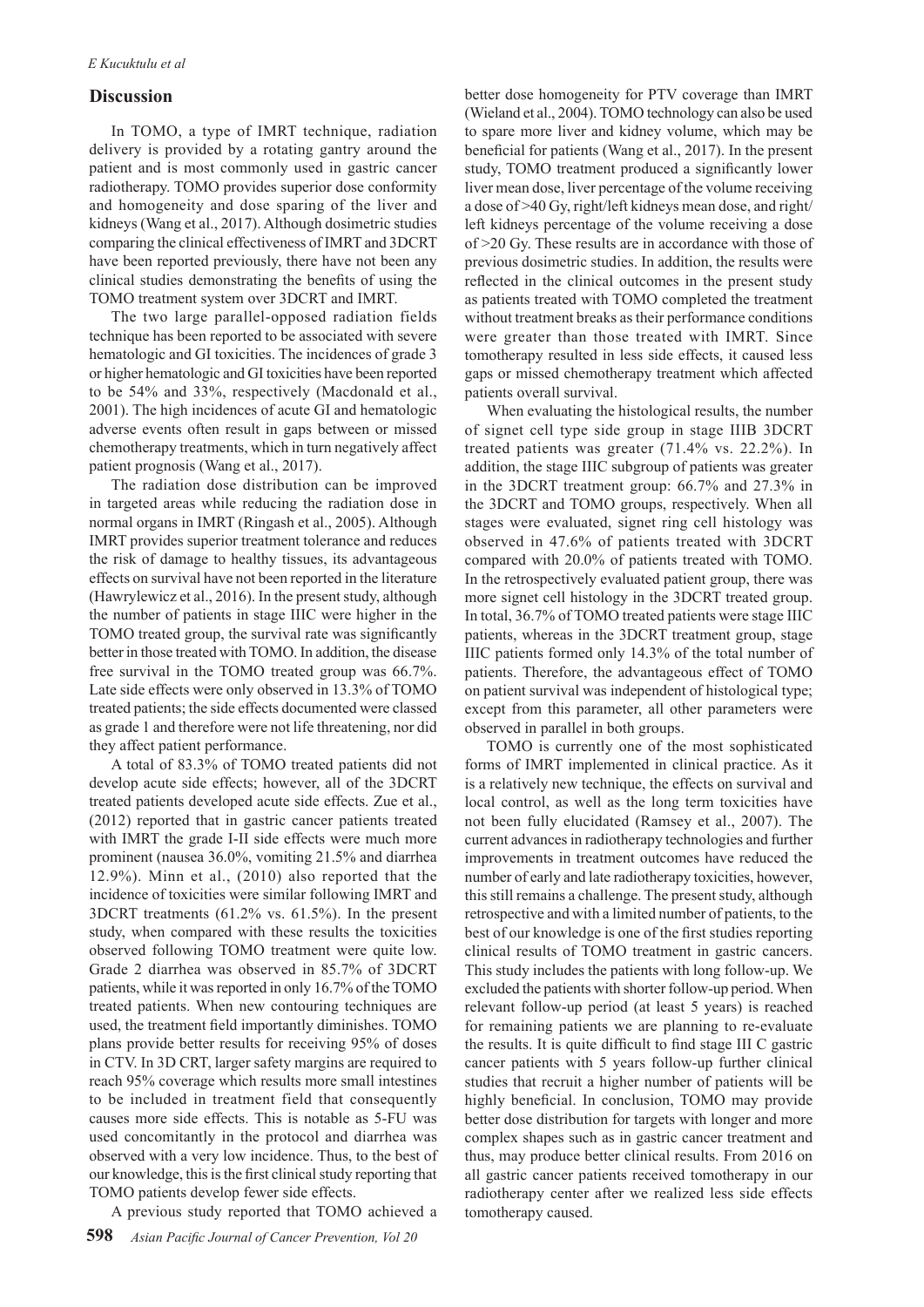## Discussion

In TOMO, a type of IMRT technique, radiation delivery is provided by a rotating gantry around the patient and is most commonly used in gastric cancer radiotherapy. TOMO provides superior dose conformity and homogeneity and dose sparing of the liver and kidneys (Wang et al., 2017). Although dosimetric studies comparing the clinical effectiveness of IMRT and 3DCRT have been reported previously, there have not been any clinical studies demonstrating the benefits of using the TOMO treatment system over 3DCRT and IMRT.

The two large parallel-opposed radiation fields technique has been reported to be associated with severe hematologic and GI toxicities. The incidences of grade 3 or higher hematologic and GI toxicities have been reported to be 54% and 33%, respectively (Macdonald et al., 2001). The high incidences of acute GI and hematologic adverse events often result in gaps between or missed chemotherapy treatments, which in turn negatively affect patient prognosis (Wang et al., 2017).

The radiation dose distribution can be improved in targeted areas while reducing the radiation dose in normal organs in IMRT (Ringash et al., 2005). Although IMRT provides superior treatment tolerance and reduces the risk of damage to healthy tissues, its advantageous effects on survival have not been reported in the literature (Hawrylewicz et al., 2016). In the present study, although the number of patients in stage IIIC were higher in the TOMO treated group, the survival rate was significantly better in those treated with TOMO. In addition, the disease free survival in the TOMO treated group was 66.7%. Late side effects were only observed in 13.3% of TOMO treated patients; the side effects documented were classed as grade 1 and therefore were not life threatening, nor did they affect patient performance.

A total of 83.3% of TOMO treated patients did not develop acute side effects; however, all of the 3DCRT treated patients developed acute side effects. Zue et al., (2012) reported that in gastric cancer patients treated with IMRT the grade I-II side effects were much more prominent (nausea 36.0%, vomiting 21.5% and diarrhea 12.9%). Minn et al., (2010) also reported that the incidence of toxicities were similar following IMRT and 3DCRT treatments (61.2% vs. 61.5%). In the present study, when compared with these results the toxicities observed following TOMO treatment were quite low. Grade 2 diarrhea was observed in 85.7% of 3DCRT patients, while it was reported in only 16.7% of the TOMO treated patients. When new contouring techniques are used, the treatment field importantly diminishes. TOMO plans provide better results for receiving 95% of doses in CTV. In 3D CRT, larger safety margins are required to reach 95% coverage which results more small intestines to be included in treatment field that consequently causes more side effects. This is notable as 5-FU was used concomitantly in the protocol and diarrhea was observed with a very low incidence. Thus, to the best of our knowledge, this is the first clinical study reporting that TOMO patients develop fewer side effects.

A previous study reported that TOMO achieved a better dose homogeneity for PTV coverage than IMRT (Wieland et al., 2004). TOMO technology can also be used to spare more liver and kidney volume, which may be beneficial for patients (Wang et al., 2017). In the present study, TOMO treatment produced a significantly lower liver mean dose, liver percentage of the volume receiving a dose of >40 Gy, right/left kidneys mean dose, and right/left kidneys percentage of the volume receiving a dose of >20 Gy. These results are in accordance with those of previous dosimetric studies. In addition, the results were reflected in the clinical outcomes in the present study as patients treated with TOMO completed the treatment without treatment breaks as their performance conditions were greater than those treated with IMRT. Since tomotherapy resulted in less side effects, it caused less gaps or missed chemotherapy treatment which affected patients overall survival.

When evaluating the histological results, the number of signet cell type side group in stage IIIB 3DCRT treated patients was greater (71.4% vs. 22.2%). In addition, the stage IIIC subgroup of patients was greater in the 3DCRT treatment group: 66.7% and 27.3% in the 3DCRT and TOMO groups, respectively. When all stages were evaluated, signet ring cell histology was observed in 47.6% of patients treated with 3DCRT compared with 20.0% of patients treated with TOMO. In the retrospectively evaluated patient group, there was more signet cell histology in the 3DCRT treated group. In total, 36.7% of TOMO treated patients were stage IIIC patients, whereas in the 3DCRT treatment group, stage IIIC patients formed only 14.3% of the total number of patients. Therefore, the advantageous effect of TOMO on patient survival was independent of histological type; except from this parameter, all other parameters were observed in parallel in both groups.

TOMO is currently one of the most sophisticated forms of IMRT implemented in clinical practice. As it is a relatively new technique, the effects on survival and local control, as well as the long term toxicities have not been fully elucidated (Ramsey et al., 2007). The current advances in radiotherapy technologies and further improvements in treatment outcomes have reduced the number of early and late radiotherapy toxicities, however, this still remains a challenge. The present study, although retrospective and with a limited number of patients, to the best of our knowledge is one of the first studies reporting clinical results of TOMO treatment in gastric cancers. This study includes the patients with long follow-up. We excluded the patients with shorter follow-up period. When relevant follow-up period (at least 5 years) is reached for remaining patients we are planning to re-evaluate the results. It is quite difficult to find stage III C gastric cancer patients with 5 years follow-up further clinical studies that recruit a higher number of patients will be highly beneficial. In conclusion, TOMO may provide better dose distribution for targets with longer and more complex shapes such as in gastric cancer treatment and thus, may produce better clinical results. From 2016 on all gastric cancer patients received tomotherapy in our radiotherapy center after we realized less side effects tomotherapy caused.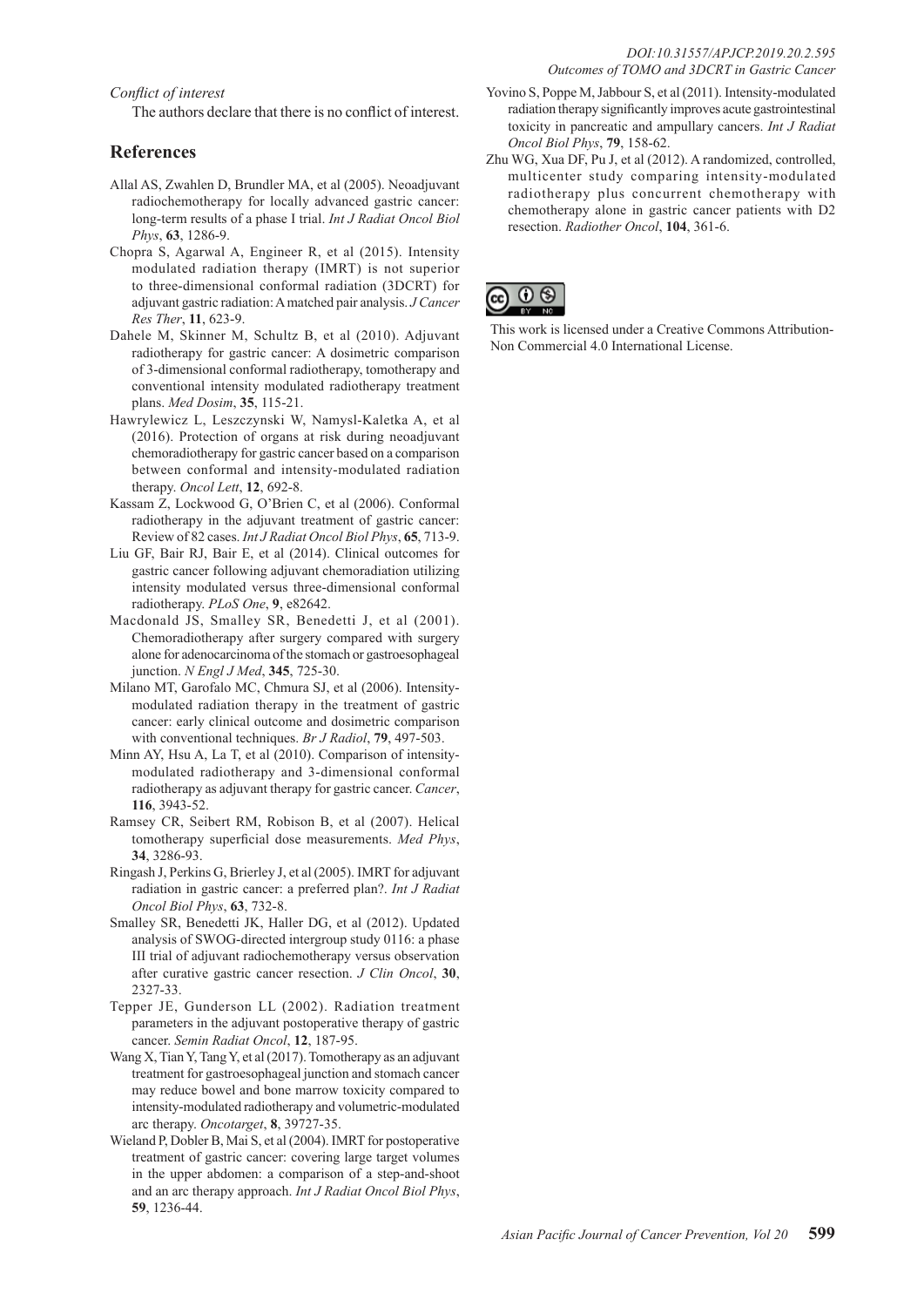*Conflict of interest*

The authors declare that there is no conflict of interest.

## References

Allal AS, Zwahlen D, Brundler MA, et al (2005). Neoadjuvant radiochemotherapy for locally advanced gastric cancer: long-term results of a phase I trial. *Int J Radiat Oncol Biol Phys*, **63**, 1286-9.

Chopra S, Agarwal A, Engineer R, et al (2015). Intensity modulated radiation therapy (IMRT) is not superior to three-dimensional conformal radiation (3DCRT) for adjuvant gastric radiation: A matched pair analysis. *J Cancer Res Ther*, **11**, 623-9.

Dahele M, Skinner M, Schultz B, et al (2010). Adjuvant radiotherapy for gastric cancer: A dosimetric comparison of 3-dimensional conformal radiotherapy, tomotherapy and conventional intensity modulated radiotherapy treatment plans. *Med Dosim*, **35**, 115-21.

Hawrylewicz L, Leszczynski W, Namysl-Kaletka A, et al (2016). Protection of organs at risk during neoadjuvant chemoradiotherapy for gastric cancer based on a comparison between conformal and intensity-modulated radiation therapy. *Oncol Lett*, **12**, 692-8.

Kassam Z, Lockwood G, O'Brien C, et al (2006). Conformal radiotherapy in the adjuvant treatment of gastric cancer: Review of 82 cases. *Int J Radiat Oncol Biol Phys*, **65**, 713-9.

Liu GF, Bair RJ, Bair E, et al (2014). Clinical outcomes for gastric cancer following adjuvant chemoradiation utilizing intensity modulated versus three-dimensional conformal radiotherapy. *PLoS One*, **9**, e82642.

Macdonald JS, Smalley SR, Benedetti J, et al (2001). Chemoradiotherapy after surgery compared with surgery alone for adenocarcinoma of the stomach or gastroesophageal junction. *N Engl J Med*, **345**, 725-30.

Milano MT, Garofalo MC, Chmura SJ, et al (2006). Intensity-modulated radiation therapy in the treatment of gastric cancer: early clinical outcome and dosimetric comparison with conventional techniques. *Br J Radiol*, **79**, 497-503.

Minn AY, Hsu A, La T, et al (2010). Comparison of intensity-modulated radiotherapy and 3-dimensional conformal radiotherapy as adjuvant therapy for gastric cancer. *Cancer*, **116**, 3943-52.

Ramsey CR, Seibert RM, Robison B, et al (2007). Helical tomotherapy superficial dose measurements. *Med Phys*, **34**, 3286-93.

Ringash J, Perkins G, Brierley J, et al (2005). IMRT for adjuvant radiation in gastric cancer: a preferred plan?. *Int J Radiat Oncol Biol Phys*, **63**, 732-8.

Smalley SR, Benedetti JK, Haller DG, et al (2012). Updated analysis of SWOG-directed intergroup study 0116: a phase III trial of adjuvant radiochemotherapy versus observation after curative gastric cancer resection. *J Clin Oncol*, **30**, 2327-33.

Tepper JE, Gunderson LL (2002). Radiation treatment parameters in the adjuvant postoperative therapy of gastric cancer. *Semin Radiat Oncol*, **12**, 187-95.

Wang X, Tian Y, Tang Y, et al (2017). Tomotherapy as an adjuvant treatment for gastroesophageal junction and stomach cancer may reduce bowel and bone marrow toxicity compared to intensity-modulated radiotherapy and volumetric-modulated arc therapy. *Oncotarget*, **8**, 39727-35.

Wieland P, Dobler B, Mai S, et al (2004). IMRT for postoperative treatment of gastric cancer: covering large target volumes in the upper abdomen: a comparison of a step-and-shoot and an arc therapy approach. *Int J Radiat Oncol Biol Phys*, **59**, 1236-44.

Yovino S, Poppe M, Jabbour S, et al (2011). Intensity-modulated radiation therapy significantly improves acute gastrointestinal toxicity in pancreatic and ampullary cancers. *Int J Radiat Oncol Biol Phys*, **79**, 158-62.

Zhu WG, Xua DF, Pu J, et al (2012). A randomized, controlled, multicenter study comparing intensity-modulated radiotherapy plus concurrent chemotherapy with chemotherapy alone in gastric cancer patients with D2 resection. *Radiother Oncol*, **104**, 361-6.

This work is licensed under a Creative Commons Attribution-Non Commercial 4.0 International License.